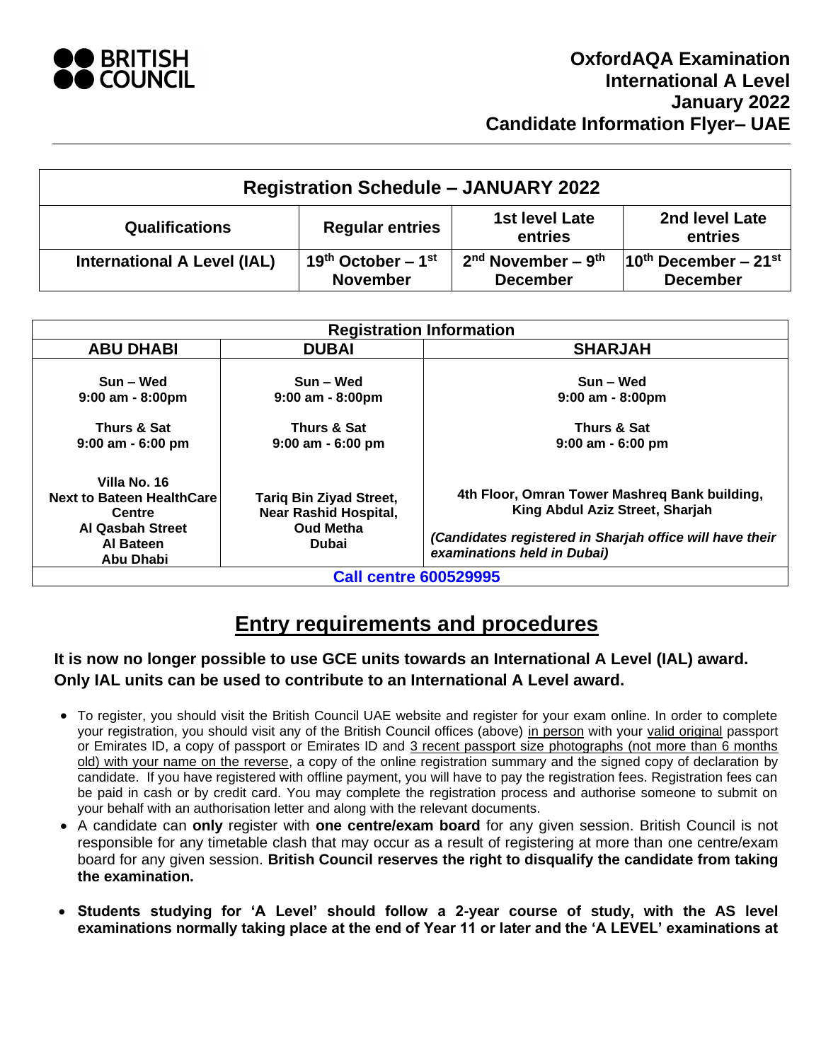BRITISH COUNCIL

# OxfordAQA Examination International A Level January 2022 Candidate Information Flyer– UAE

| Registration Schedule – JANUARY 2022 | | | |
|---|---|---|---|
| **Qualifications** | **Regular entries** | **1st level Late entries** | **2nd level Late entries** |
| **International A Level (IAL)** | **19th October – 1st November** | **2nd November – 9th December** | **10th December – 21st December** |

| Registration Information | | |
|---|---|---|
| **ABU DHABI** | **DUBAI** | **SHARJAH** |
| **Sun – Wed**<br>**9:00 am - 8:00pm**<br><br>**Thurs & Sat**<br>**9:00 am - 6:00 pm**<br><br>**Villa No. 16**<br>**Next to Bateen HealthCare Centre**<br>**Al Qasbah Street**<br>**Al Bateen**<br>**Abu Dhabi** | **Sun – Wed**<br>**9:00 am - 8:00pm**<br><br>**Thurs & Sat**<br>**9:00 am - 6:00 pm**<br><br>**Tariq Bin Ziyad Street,**<br>**Near Rashid Hospital,**<br>**Oud Metha**<br>**Dubai** | **Sun – Wed**<br>**9:00 am - 8:00pm**<br><br>**Thurs & Sat**<br>**9:00 am - 6:00 pm**<br><br>**4th Floor, Omran Tower Mashreq Bank building, King Abdul Aziz Street, Sharjah**<br><br>***(Candidates registered in Sharjah office will have their examinations held in Dubai)*** |
| **Call centre 600529995** | | |

## Entry requirements and procedures

**It is now no longer possible to use GCE units towards an International A Level (IAL) award. Only IAL units can be used to contribute to an International A Level award.**

- To register, you should visit the British Council UAE website and register for your exam online. In order to complete your registration, you should visit any of the British Council offices (above) in person with your valid original passport or Emirates ID, a copy of passport or Emirates ID and 3 recent passport size photographs (not more than 6 months old) with your name on the reverse, a copy of the online registration summary and the signed copy of declaration by candidate. If you have registered with offline payment, you will have to pay the registration fees. Registration fees can be paid in cash or by credit card. You may complete the registration process and authorise someone to submit on your behalf with an authorisation letter and along with the relevant documents.
- A candidate can **only** register with **one centre/exam board** for any given session. British Council is not responsible for any timetable clash that may occur as a result of registering at more than one centre/exam board for any given session. **British Council reserves the right to disqualify the candidate from taking the examination.**

- **Students studying for 'A Level' should follow a 2-year course of study, with the AS level examinations normally taking place at the end of Year 11 or later and the 'A LEVEL' examinations at**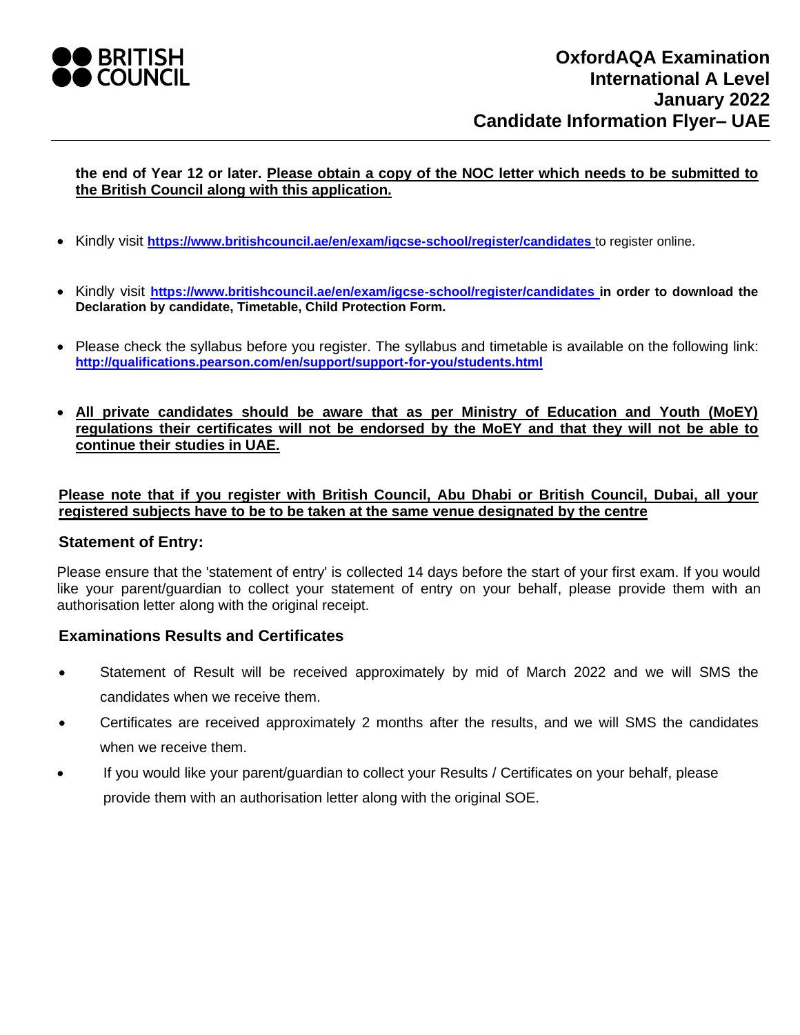**the end of Year 12 or later. Please obtain a copy of the NOC letter which needs to be submitted to the British Council along with this application.**

- Kindly visit **https://www.britishcouncil.ae/en/exam/igcse-school/register/candidates** to register online.

- Kindly visit **https://www.britishcouncil.ae/en/exam/igcse-school/register/candidates in order to download the Declaration by candidate, Timetable, Child Protection Form.**

- Please check the syllabus before you register. The syllabus and timetable is available on the following link: **http://qualifications.pearson.com/en/support/support-for-you/students.html**

- **All private candidates should be aware that as per Ministry of Education and Youth (MoEY) regulations their certificates will not be endorsed by the MoEY and that they will not be able to continue their studies in UAE.**

**Please note that if you register with British Council, Abu Dhabi or British Council, Dubai, all your registered subjects have to be to be taken at the same venue designated by the centre**

### Statement of Entry:

Please ensure that the 'statement of entry' is collected 14 days before the start of your first exam. If you would like your parent/guardian to collect your statement of entry on your behalf, please provide them with an authorisation letter along with the original receipt.

### Examinations Results and Certificates

- Statement of Result will be received approximately by mid of March 2022 and we will SMS the candidates when we receive them.
- Certificates are received approximately 2 months after the results, and we will SMS the candidates when we receive them.
- If you would like your parent/guardian to collect your Results / Certificates on your behalf, please provide them with an authorisation letter along with the original SOE.